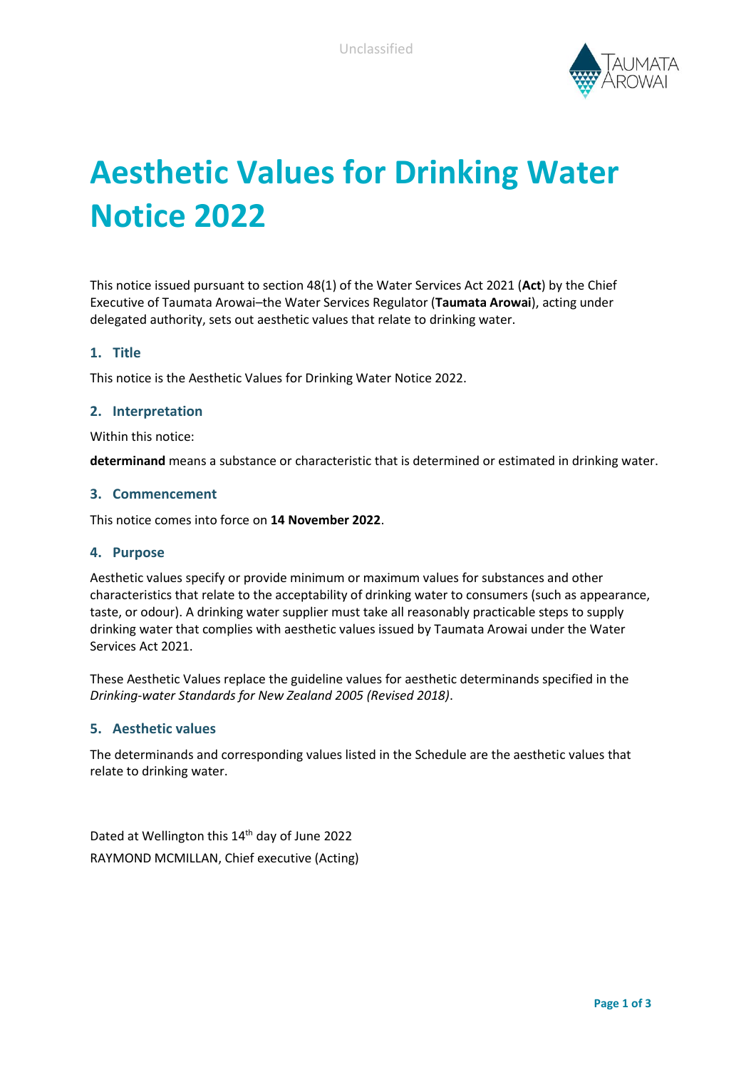# Aesthetic Values for Drinking Water Notice 2022

This notice issued pursuant to section 48(1) of the Water Services Act 2021 (**Act**) by the Chief Executive of Taumata Arowai–the Water Services Regulator (**Taumata Arowai**), acting under delegated authority, sets out aesthetic values that relate to drinking water.

## 1. Title

This notice is the Aesthetic Values for Drinking Water Notice 2022.

## 2. Interpretation

Within this notice:

**determinand** means a substance or characteristic that is determined or estimated in drinking water.

## 3. Commencement

This notice comes into force on **14 November 2022**.

## 4. Purpose

Aesthetic values specify or provide minimum or maximum values for substances and other characteristics that relate to the acceptability of drinking water to consumers (such as appearance, taste, or odour). A drinking water supplier must take all reasonably practicable steps to supply drinking water that complies with aesthetic values issued by Taumata Arowai under the Water Services Act 2021.

These Aesthetic Values replace the guideline values for aesthetic determinands specified in the *Drinking-water Standards for New Zealand 2005 (Revised 2018)*.

## 5. Aesthetic values

The determinands and corresponding values listed in the Schedule are the aesthetic values that relate to drinking water.

Dated at Wellington this 14th day of June 2022
RAYMOND MCMILLAN, Chief executive (Acting)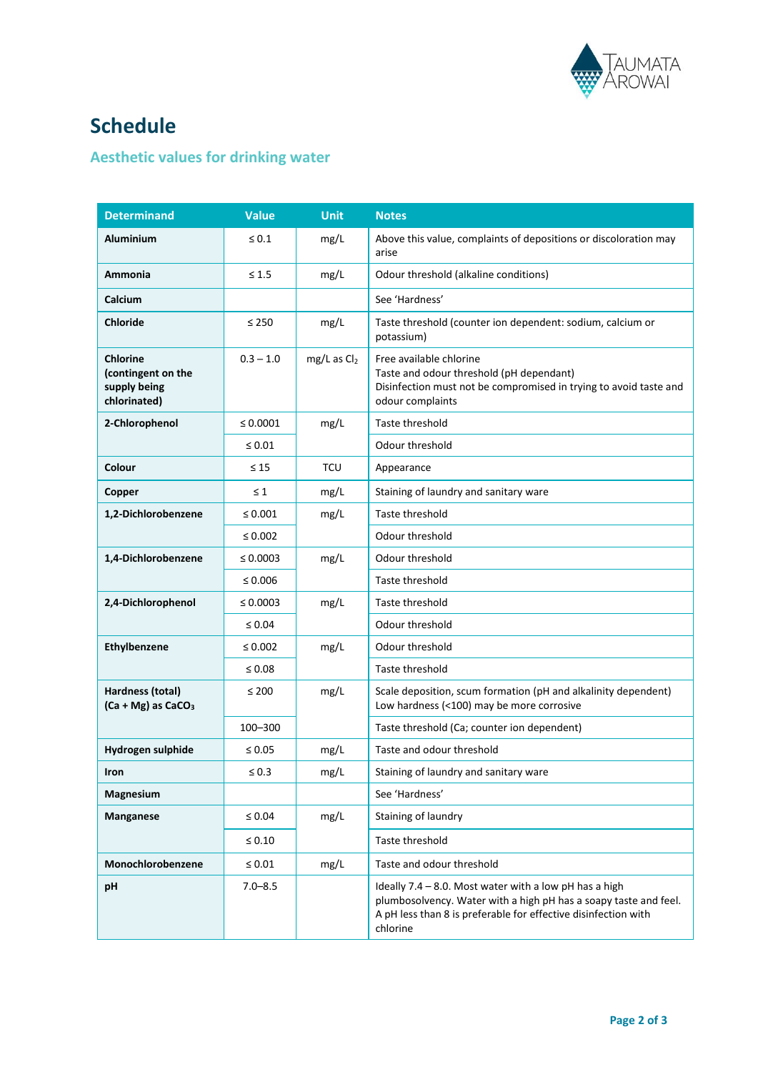# Schedule

## Aesthetic values for drinking water

| Determinand | Value | Unit | Notes |
|---|---|---|---|
| **Aluminium** | ≤ 0.1 | mg/L | Above this value, complaints of depositions or discoloration may arise |
| **Ammonia** | ≤ 1.5 | mg/L | Odour threshold (alkaline conditions) |
| **Calcium** | | | See 'Hardness' |
| **Chloride** | ≤ 250 | mg/L | Taste threshold (counter ion dependent: sodium, calcium or potassium) |
| **Chlorine (contingent on the supply being chlorinated)** | 0.3 – 1.0 | mg/L as $Cl_2$ | Free available chlorine<br>Taste and odour threshold (pH dependant)<br>Disinfection must not be compromised in trying to avoid taste and odour complaints |
| **2-Chlorophenol** | ≤ 0.0001 | mg/L | Taste threshold |
| | ≤ 0.01 | | Odour threshold |
| **Colour** | ≤ 15 | TCU | Appearance |
| **Copper** | ≤ 1 | mg/L | Staining of laundry and sanitary ware |
| **1,2-Dichlorobenzene** | ≤ 0.001 | mg/L | Taste threshold |
| | ≤ 0.002 | | Odour threshold |
| **1,4-Dichlorobenzene** | ≤ 0.0003 | mg/L | Odour threshold |
| | ≤ 0.006 | | Taste threshold |
| **2,4-Dichlorophenol** | ≤ 0.0003 | mg/L | Taste threshold |
| | ≤ 0.04 | | Odour threshold |
| **Ethylbenzene** | ≤ 0.002 | mg/L | Odour threshold |
| | ≤ 0.08 | | Taste threshold |
| **Hardness (total) (Ca + Mg) as $CaCO_3$** | ≤ 200 | mg/L | Scale deposition, scum formation (pH and alkalinity dependent)<br>Low hardness (<100) may be more corrosive |
| | 100–300 | | Taste threshold (Ca; counter ion dependent) |
| **Hydrogen sulphide** | ≤ 0.05 | mg/L | Taste and odour threshold |
| **Iron** | ≤ 0.3 | mg/L | Staining of laundry and sanitary ware |
| **Magnesium** | | | See 'Hardness' |
| **Manganese** | ≤ 0.04 | mg/L | Staining of laundry |
| | ≤ 0.10 | | Taste threshold |
| **Monochlorobenzene** | ≤ 0.01 | mg/L | Taste and odour threshold |
| **pH** | 7.0–8.5 | | Ideally 7.4 – 8.0. Most water with a low pH has a high plumbosolvency. Water with a high pH has a soapy taste and feel. A pH less than 8 is preferable for effective disinfection with chlorine |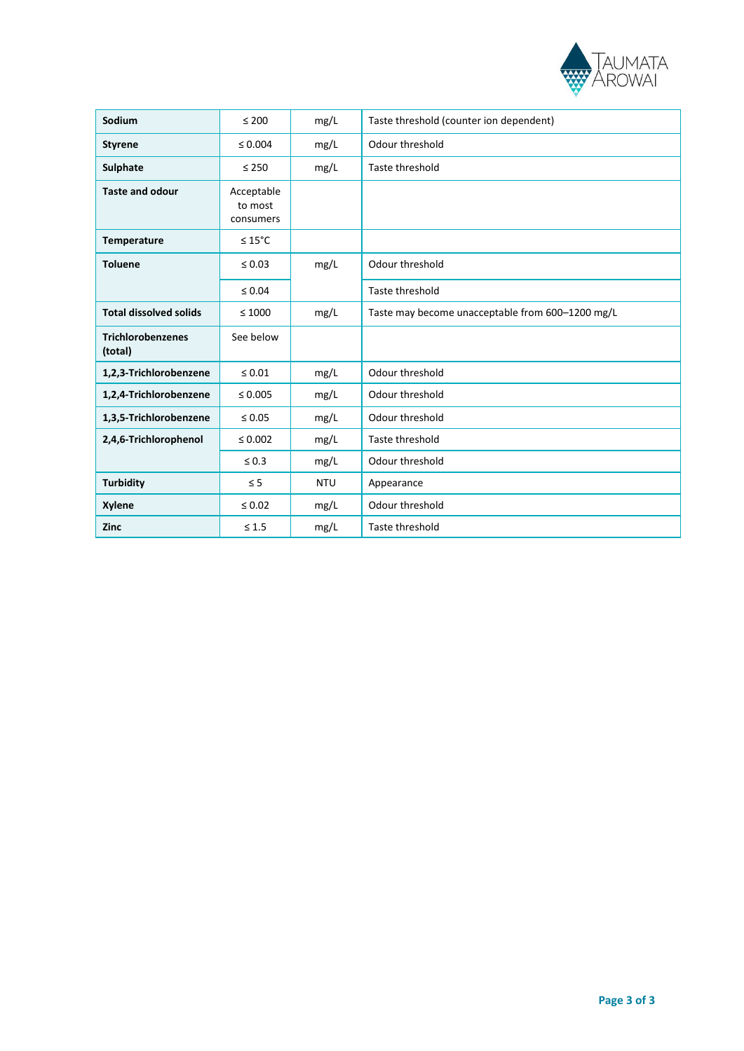| | | | |
|---|---|---|---|
| **Sodium** | ≤ 200 | mg/L | Taste threshold (counter ion dependent) |
| **Styrene** | ≤ 0.004 | mg/L | Odour threshold |
| **Sulphate** | ≤ 250 | mg/L | Taste threshold |
| **Taste and odour** | Acceptable to most consumers | | |
| **Temperature** | ≤ 15°C | | |
| **Toluene** | ≤ 0.03 | mg/L | Odour threshold |
| | ≤ 0.04 | | Taste threshold |
| **Total dissolved solids** | ≤ 1000 | mg/L | Taste may become unacceptable from 600–1200 mg/L |
| **Trichlorobenzenes (total)** | See below | | |
| **1,2,3-Trichlorobenzene** | ≤ 0.01 | mg/L | Odour threshold |
| **1,2,4-Trichlorobenzene** | ≤ 0.005 | mg/L | Odour threshold |
| **1,3,5-Trichlorobenzene** | ≤ 0.05 | mg/L | Odour threshold |
| **2,4,6-Trichlorophenol** | ≤ 0.002 | mg/L | Taste threshold |
| | ≤ 0.3 | mg/L | Odour threshold |
| **Turbidity** | ≤ 5 | NTU | Appearance |
| **Xylene** | ≤ 0.02 | mg/L | Odour threshold |
| **Zinc** | ≤ 1.5 | mg/L | Taste threshold |